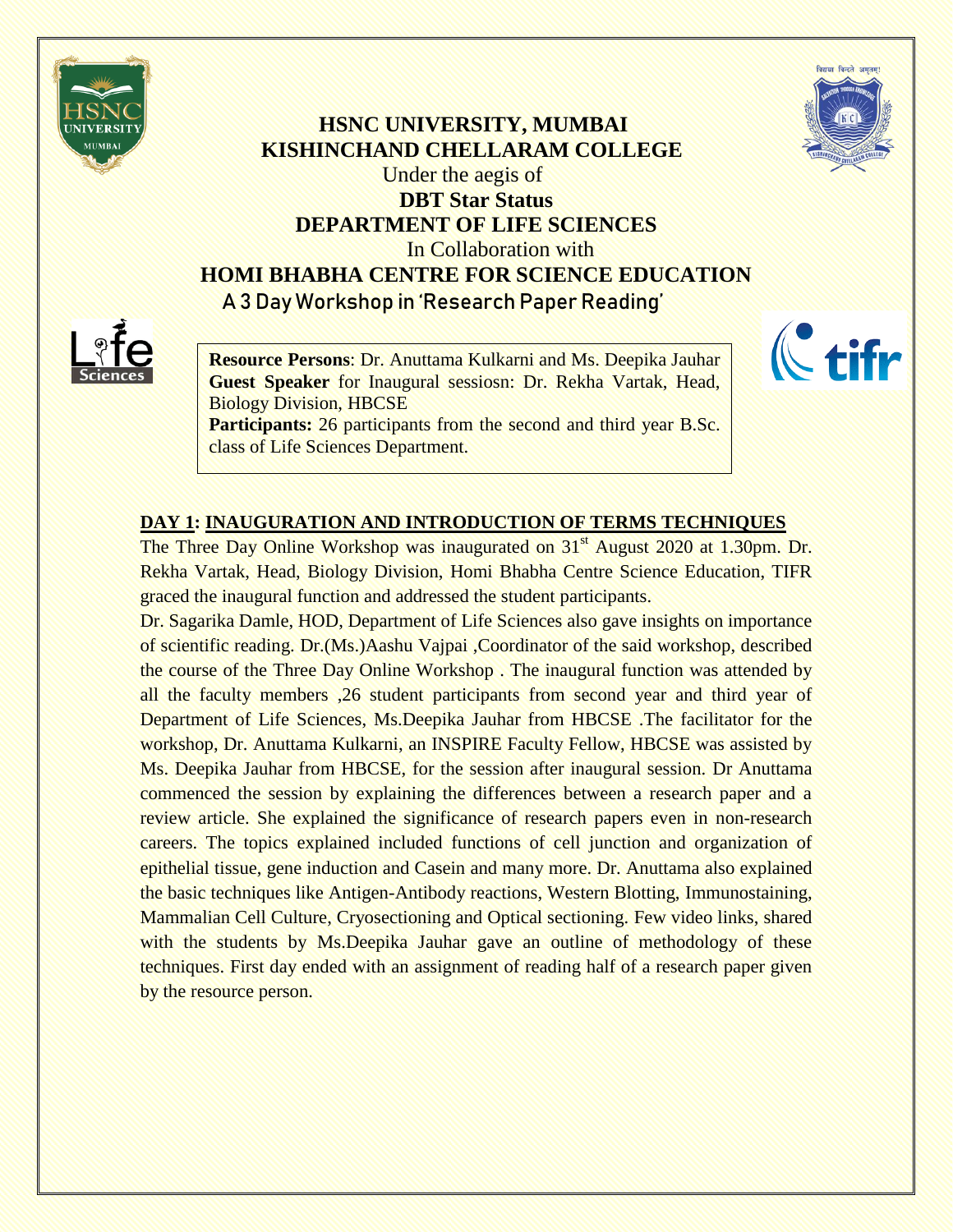**HSNC UNIVERSITY, MUMBAI**
**KISHINCHAND CHELLARAM COLLEGE**
Under the aegis of
**DBT Star Status**
**DEPARTMENT OF LIFE SCIENCES**
In Collaboration with
**HOMI BHABHA CENTRE FOR SCIENCE EDUCATION**

# A 3 Day Workshop in 'Research Paper Reading'

**Resource Persons**: Dr. Anuttama Kulkarni and Ms. Deepika Jauhar
**Guest Speaker** for Inaugural sessiosn: Dr. Rekha Vartak, Head, Biology Division, HBCSE
**Participants:** 26 participants from the second and third year B.Sc. class of Life Sciences Department.

## DAY 1: INAUGURATION AND INTRODUCTION OF TERMS TECHNIQUES

The Three Day Online Workshop was inaugurated on 31st August 2020 at 1.30pm. Dr. Rekha Vartak, Head, Biology Division, Homi Bhabha Centre Science Education, TIFR graced the inaugural function and addressed the student participants.

Dr. Sagarika Damle, HOD, Department of Life Sciences also gave insights on importance of scientific reading. Dr.(Ms.)Aashu Vajpai ,Coordinator of the said workshop, described the course of the Three Day Online Workshop . The inaugural function was attended by all the faculty members ,26 student participants from second year and third year of Department of Life Sciences, Ms.Deepika Jauhar from HBCSE .The facilitator for the workshop, Dr. Anuttama Kulkarni, an INSPIRE Faculty Fellow, HBCSE was assisted by Ms. Deepika Jauhar from HBCSE, for the session after inaugural session. Dr Anuttama commenced the session by explaining the differences between a research paper and a review article. She explained the significance of research papers even in non-research careers. The topics explained included functions of cell junction and organization of epithelial tissue, gene induction and Casein and many more. Dr. Anuttama also explained the basic techniques like Antigen-Antibody reactions, Western Blotting, Immunostaining, Mammalian Cell Culture, Cryosectioning and Optical sectioning. Few video links, shared with the students by Ms.Deepika Jauhar gave an outline of methodology of these techniques. First day ended with an assignment of reading half of a research paper given by the resource person.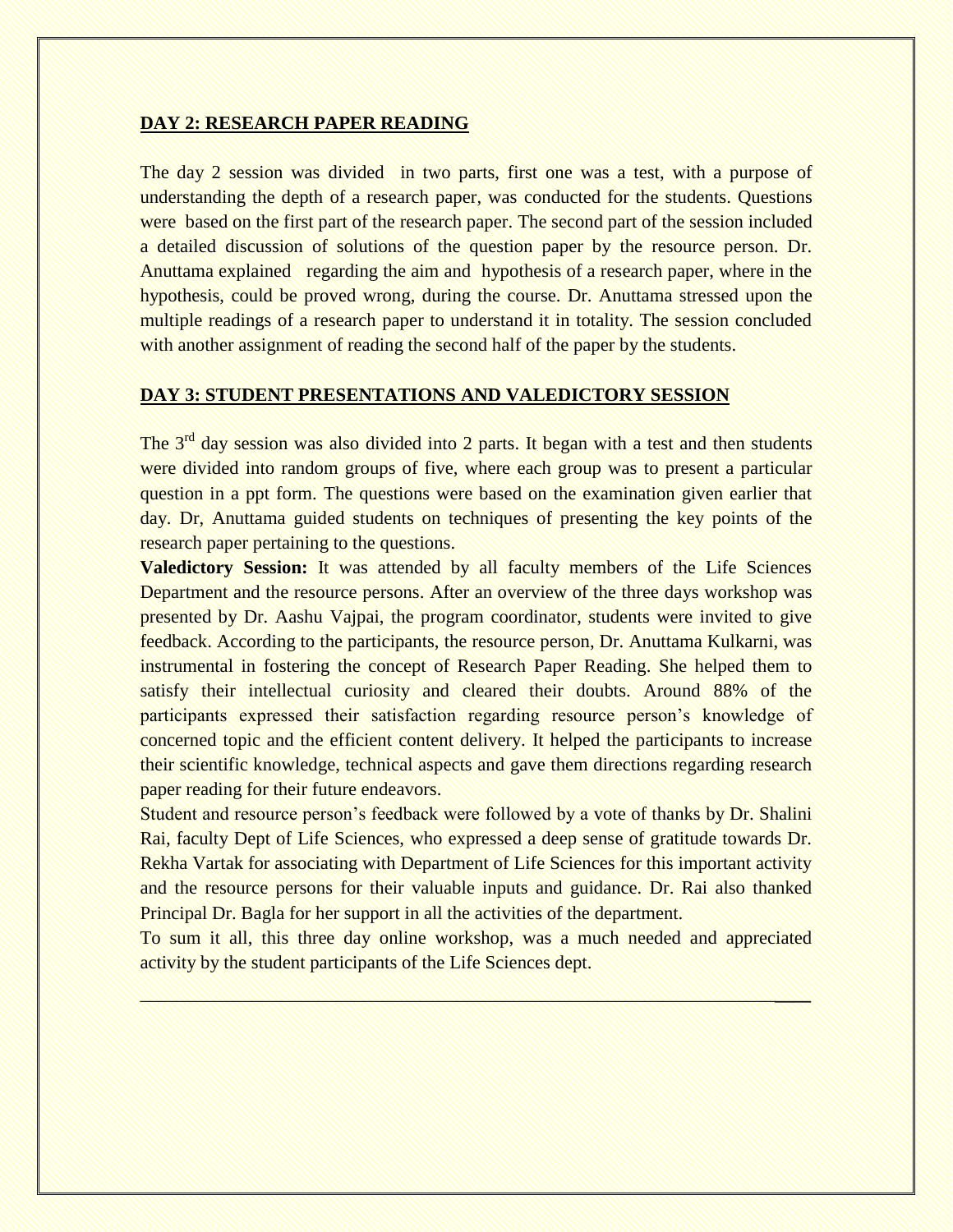## DAY 2: RESEARCH PAPER READING

The day 2 session was divided  in two parts, first one was a test, with a purpose of understanding the depth of a research paper, was conducted for the students. Questions were  based on the first part of the research paper. The second part of the session included a detailed discussion of solutions of the question paper by the resource person. Dr. Anuttama explained   regarding the aim and  hypothesis of a research paper, where in the hypothesis, could be proved wrong, during the course. Dr. Anuttama stressed upon the multiple readings of a research paper to understand it in totality. The session concluded with another assignment of reading the second half of the paper by the students.

## DAY 3: STUDENT PRESENTATIONS AND VALEDICTORY SESSION

The 3rd day session was also divided into 2 parts. It began with a test and then students were divided into random groups of five, where each group was to present a particular question in a ppt form. The questions were based on the examination given earlier that day. Dr, Anuttama guided students on techniques of presenting the key points of the research paper pertaining to the questions.

**Valedictory Session:** It was attended by all faculty members of the Life Sciences Department and the resource persons. After an overview of the three days workshop was presented by Dr. Aashu Vajpai, the program coordinator, students were invited to give feedback. According to the participants, the resource person, Dr. Anuttama Kulkarni, was instrumental in fostering the concept of Research Paper Reading. She helped them to satisfy their intellectual curiosity and cleared their doubts. Around 88% of the participants expressed their satisfaction regarding resource person's knowledge of concerned topic and the efficient content delivery. It helped the participants to increase their scientific knowledge, technical aspects and gave them directions regarding research paper reading for their future endeavors.

Student and resource person's feedback were followed by a vote of thanks by Dr. Shalini Rai, faculty Dept of Life Sciences, who expressed a deep sense of gratitude towards Dr. Rekha Vartak for associating with Department of Life Sciences for this important activity and the resource persons for their valuable inputs and guidance. Dr. Rai also thanked Principal Dr. Bagla for her support in all the activities of the department.

To sum it all, this three day online workshop, was a much needed and appreciated activity by the student participants of the Life Sciences dept.